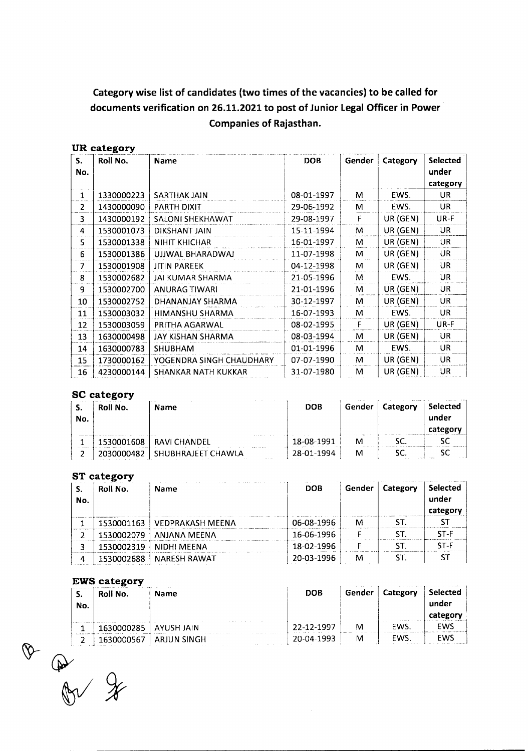# Category wise list of candidates (two times of the vacancies) to be called for documents verification on 26.11.2021 to post of Junior Legal Officer in Power Companies of Rajasthan.

## UR category

| S. No. | Roll No. | Name | DOB | Gender | Category | Selected under category |
|---|---|---|---|---|---|---|
| 1 | 1330000223 | SARTHAK JAIN | 08-01-1997 | M | EWS. | UR |
| 2 | 1430000090 | PARTH DIXIT | 29-06-1992 | M | EWS. | UR |
| 3 | 1430000192 | SALONI SHEKHAWAT | 29-08-1997 | F | UR (GEN) | UR-F |
| 4 | 1530001073 | DIKSHANT JAIN | 15-11-1994 | M | UR (GEN) | UR |
| 5 | 1530001338 | NIHIT KHICHAR | 16-01-1997 | M | UR (GEN) | UR |
| 6 | 1530001386 | UJJWAL BHARADWAJ | 11-07-1998 | M | UR (GEN) | UR |
| 7 | 1530001908 | JITIN PAREEK | 04-12-1998 | M | UR (GEN) | UR |
| 8 | 1530002682 | JAI KUMAR SHARMA | 21-05-1996 | M | EWS. | UR |
| 9 | 1530002700 | ANURAG TIWARI | 21-01-1996 | M | UR (GEN) | UR |
| 10 | 1530002752 | DHANANJAY SHARMA | 30-12-1997 | M | UR (GEN) | UR |
| 11 | 1530003032 | HIMANSHU SHARMA | 16-07-1993 | M | EWS. | UR |
| 12 | 1530003059 | PRITHA AGARWAL | 08-02-1995 | F | UR (GEN) | UR-F |
| 13 | 1630000498 | JAY KISHAN SHARMA | 08-03-1994 | M | UR (GEN) | UR |
| 14 | 1630000783 | SHUBHAM | 01-01-1996 | M | EWS. | UR |
| 15 | 1730000162 | YOGENDRA SINGH CHAUDHARY | 07-07-1990 | M | UR (GEN) | UR |
| 16 | 4230000144 | SHANKAR NATH KUKKAR | 31-07-1980 | M | UR (GEN) | UR |

## SC category

| S. No. | Roll No. | Name | DOB | Gender | Category | Selected under category |
|---|---|---|---|---|---|---|
| 1 | 1530001608 | RAVI CHANDEL | 18-08-1991 | M | SC. | SC |
| 2 | 2030000482 | SHUBHRAJEET CHAWLA | 28-01-1994 | M | SC. | SC |

## ST category

| S. No. | Roll No. | Name | DOB | Gender | Category | Selected under category |
|---|---|---|---|---|---|---|
| 1 | 1530001163 | VEDPRAKASH MEENA | 06-08-1996 | M | ST. | ST |
| 2 | 1530002079 | ANJANA MEENA | 16-06-1996 | F | ST. | ST-F |
| 3 | 1530002319 | NIDHI MEENA | 18-02-1996 | F | ST. | ST-F |
| 4 | 1530002688 | NARESH RAWAT | 20-03-1996 | M | ST. | ST |

## EWS category

| S. No. | Roll No. | Name | DOB | Gender | Category | Selected under category |
|---|---|---|---|---|---|---|
| 1 | 1630000285 | AYUSH JAIN | 22-12-1997 | M | EWS. | EWS |
| 2 | 1630000567 | ARJUN SINGH | 20-04-1993 | M | EWS. | EWS |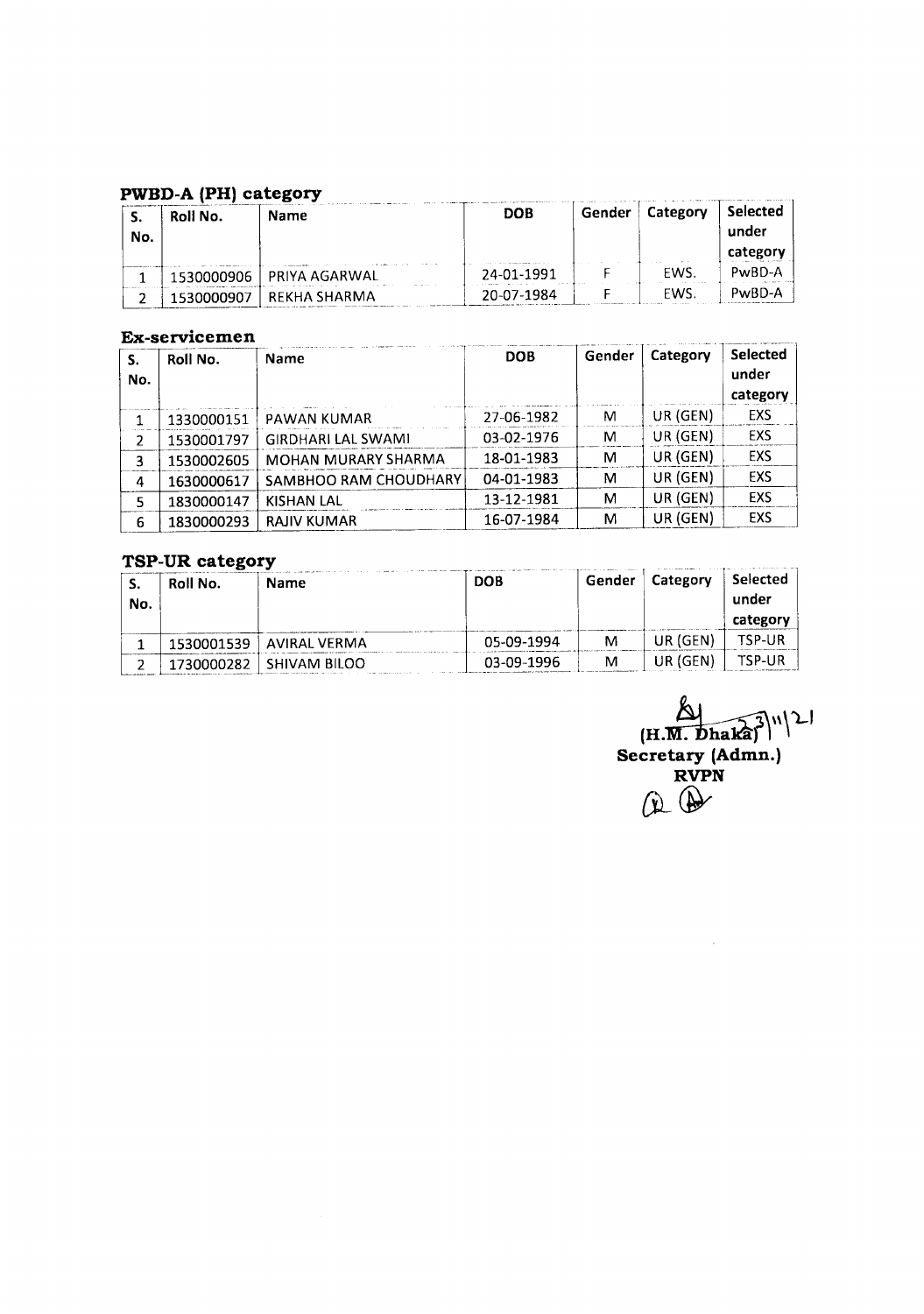**PWBD-A (PH) category**

| S. No. | Roll No. | Name | DOB | Gender | Category | Selected under category |
|---|---|---|---|---|---|---|
| 1 | 1530000906 | PRIYA AGARWAL | 24-01-1991 | F | EWS. | PwBD-A |
| 2 | 1530000907 | REKHA SHARMA | 20-07-1984 | F | EWS. | PwBD-A |

**Ex-servicemen**

| S. No. | Roll No. | Name | DOB | Gender | Category | Selected under category |
|---|---|---|---|---|---|---|
| 1 | 1330000151 | PAWAN KUMAR | 27-06-1982 | M | UR (GEN) | EXS |
| 2 | 1530001797 | GIRDHARI LAL SWAMI | 03-02-1976 | M | UR (GEN) | EXS |
| 3 | 1530002605 | MOHAN MURARY SHARMA | 18-01-1983 | M | UR (GEN) | EXS |
| 4 | 1630000617 | SAMBHOO RAM CHOUDHARY | 04-01-1983 | M | UR (GEN) | EXS |
| 5 | 1830000147 | KISHAN LAL | 13-12-1981 | M | UR (GEN) | EXS |
| 6 | 1830000293 | RAJIV KUMAR | 16-07-1984 | M | UR (GEN) | EXS |

**TSP-UR category**

| S. No. | Roll No. | Name | DOB | Gender | Category | Selected under category |
|---|---|---|---|---|---|---|
| 1 | 1530001539 | AVIRAL VERMA | 05-09-1994 | M | UR (GEN) | TSP-UR |
| 2 | 1730000282 | SHIVAM BILOO | 03-09-1996 | M | UR (GEN) | TSP-UR |

Sd/- 23/11/21

**(H.M. Dhaka)**
**Secretary (Admn.)**
**RVPN**